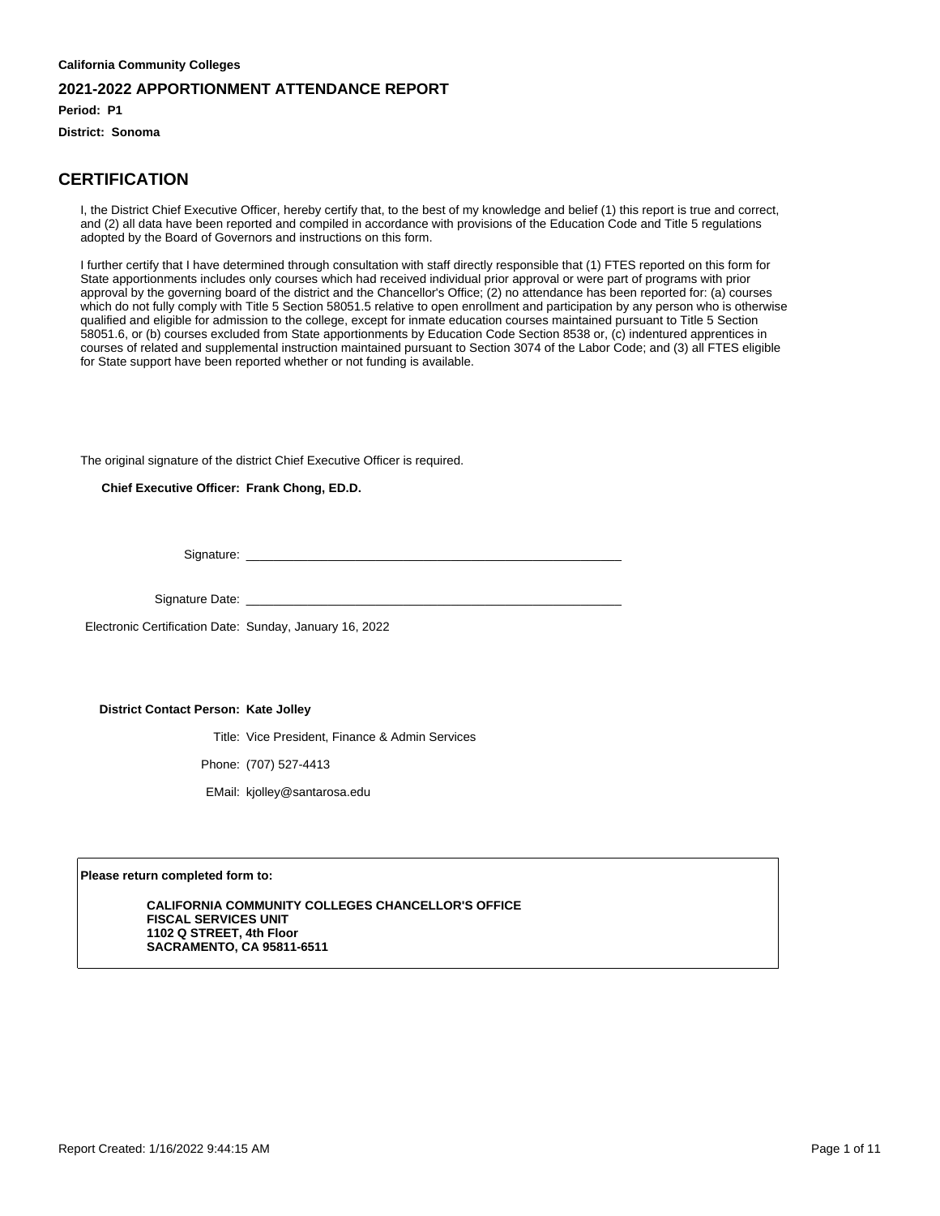**California Community Colleges**

## 2021-2022 APPORTIONMENT ATTENDANCE REPORT

**Period: P1**

**District: Sonoma**

# CERTIFICATION

I, the District Chief Executive Officer, hereby certify that, to the best of my knowledge and belief (1) this report is true and correct, and (2) all data have been reported and compiled in accordance with provisions of the Education Code and Title 5 regulations adopted by the Board of Governors and instructions on this form.

I further certify that I have determined through consultation with staff directly responsible that (1) FTES reported on this form for State apportionments includes only courses which had received individual prior approval or were part of programs with prior approval by the governing board of the district and the Chancellor's Office; (2) no attendance has been reported for: (a) courses which do not fully comply with Title 5 Section 58051.5 relative to open enrollment and participation by any person who is otherwise qualified and eligible for admission to the college, except for inmate education courses maintained pursuant to Title 5 Section 58051.6, or (b) courses excluded from State apportionments by Education Code Section 8538 or, (c) indentured apprentices in courses of related and supplemental instruction maintained pursuant to Section 3074 of the Labor Code; and (3) all FTES eligible for State support have been reported whether or not funding is available.

The original signature of the district Chief Executive Officer is required.

**Chief Executive Officer: Frank Chong, ED.D.**

Signature: ______________________________

Signature Date: ______________________________

Electronic Certification Date: Sunday, January 16, 2022

**District Contact Person: Kate Jolley**

Title: Vice President, Finance & Admin Services

Phone: (707) 527-4413

EMail: kjolley@santarosa.edu

**Please return completed form to:**

**CALIFORNIA COMMUNITY COLLEGES CHANCELLOR'S OFFICE**
**FISCAL SERVICES UNIT**
**1102 Q STREET, 4th Floor**
**SACRAMENTO, CA 95811-6511**

Report Created: 1/16/2022 9:44:15 AM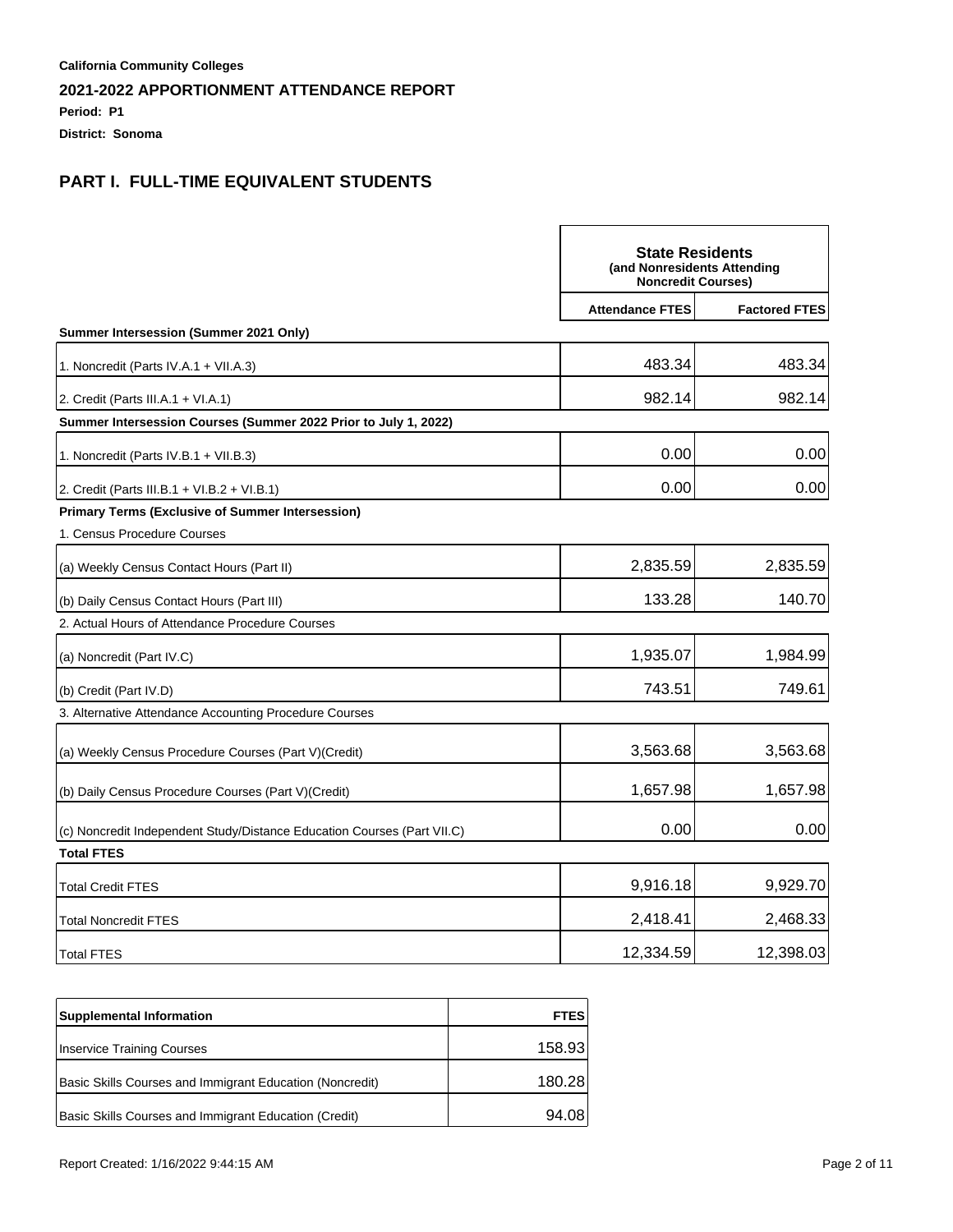**California Community Colleges**

**2021-2022 APPORTIONMENT ATTENDANCE REPORT**

**Period: P1**

**District: Sonoma**

## PART I. FULL-TIME EQUIVALENT STUDENTS

| | State Residents (and Nonresidents Attending Noncredit Courses) | |
|---|---|---|
| | **Attendance FTES** | **Factored FTES** |
| **Summer Intersession (Summer 2021 Only)** | | |
| 1. Noncredit (Parts IV.A.1 + VII.A.3) | 483.34 | 483.34 |
| 2. Credit (Parts III.A.1 + VI.A.1) | 982.14 | 982.14 |
| **Summer Intersession Courses (Summer 2022 Prior to July 1, 2022)** | | |
| 1. Noncredit (Parts IV.B.1 + VII.B.3) | 0.00 | 0.00 |
| 2. Credit (Parts III.B.1 + VI.B.2 + VI.B.1) | 0.00 | 0.00 |
| **Primary Terms (Exclusive of Summer Intersession)** | | |
| 1. Census Procedure Courses | | |
| (a) Weekly Census Contact Hours (Part II) | 2,835.59 | 2,835.59 |
| (b) Daily Census Contact Hours (Part III) | 133.28 | 140.70 |
| 2. Actual Hours of Attendance Procedure Courses | | |
| (a) Noncredit (Part IV.C) | 1,935.07 | 1,984.99 |
| (b) Credit (Part IV.D) | 743.51 | 749.61 |
| 3. Alternative Attendance Accounting Procedure Courses | | |
| (a) Weekly Census Procedure Courses (Part V)(Credit) | 3,563.68 | 3,563.68 |
| (b) Daily Census Procedure Courses (Part V)(Credit) | 1,657.98 | 1,657.98 |
| (c) Noncredit Independent Study/Distance Education Courses (Part VII.C) | 0.00 | 0.00 |
| **Total FTES** | | |
| Total Credit FTES | 9,916.18 | 9,929.70 |
| Total Noncredit FTES | 2,418.41 | 2,468.33 |
| Total FTES | 12,334.59 | 12,398.03 |

| **Supplemental Information** | **FTES** |
|---|---|
| Inservice Training Courses | 158.93 |
| Basic Skills Courses and Immigrant Education (Noncredit) | 180.28 |
| Basic Skills Courses and Immigrant Education (Credit) | 94.08 |

Report Created: 1/16/2022 9:44:15 AM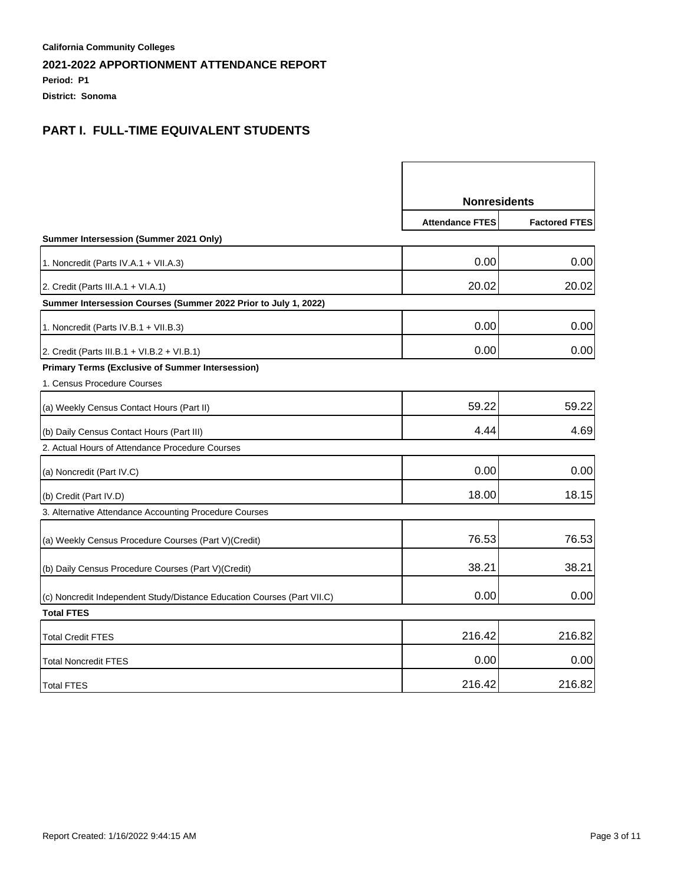**California Community Colleges**

**2021-2022 APPORTIONMENT ATTENDANCE REPORT**

**Period: P1**

**District: Sonoma**

## PART I. FULL-TIME EQUIVALENT STUDENTS

| | Nonresidents | |
|---|---|---|
| | **Attendance FTES** | **Factored FTES** |
| **Summer Intersession (Summer 2021 Only)** | | |
| 1. Noncredit (Parts IV.A.1 + VII.A.3) | 0.00 | 0.00 |
| 2. Credit (Parts III.A.1 + VI.A.1) | 20.02 | 20.02 |
| **Summer Intersession Courses (Summer 2022 Prior to July 1, 2022)** | | |
| 1. Noncredit (Parts IV.B.1 + VII.B.3) | 0.00 | 0.00 |
| 2. Credit (Parts III.B.1 + VI.B.2 + VI.B.1) | 0.00 | 0.00 |
| **Primary Terms (Exclusive of Summer Intersession)** | | |
| 1. Census Procedure Courses | | |
| (a) Weekly Census Contact Hours (Part II) | 59.22 | 59.22 |
| (b) Daily Census Contact Hours (Part III) | 4.44 | 4.69 |
| 2. Actual Hours of Attendance Procedure Courses | | |
| (a) Noncredit (Part IV.C) | 0.00 | 0.00 |
| (b) Credit (Part IV.D) | 18.00 | 18.15 |
| 3. Alternative Attendance Accounting Procedure Courses | | |
| (a) Weekly Census Procedure Courses (Part V)(Credit) | 76.53 | 76.53 |
| (b) Daily Census Procedure Courses (Part V)(Credit) | 38.21 | 38.21 |
| (c) Noncredit Independent Study/Distance Education Courses (Part VII.C) | 0.00 | 0.00 |
| **Total FTES** | | |
| Total Credit FTES | 216.42 | 216.82 |
| Total Noncredit FTES | 0.00 | 0.00 |
| Total FTES | 216.42 | 216.82 |

Report Created: 1/16/2022 9:44:15 AM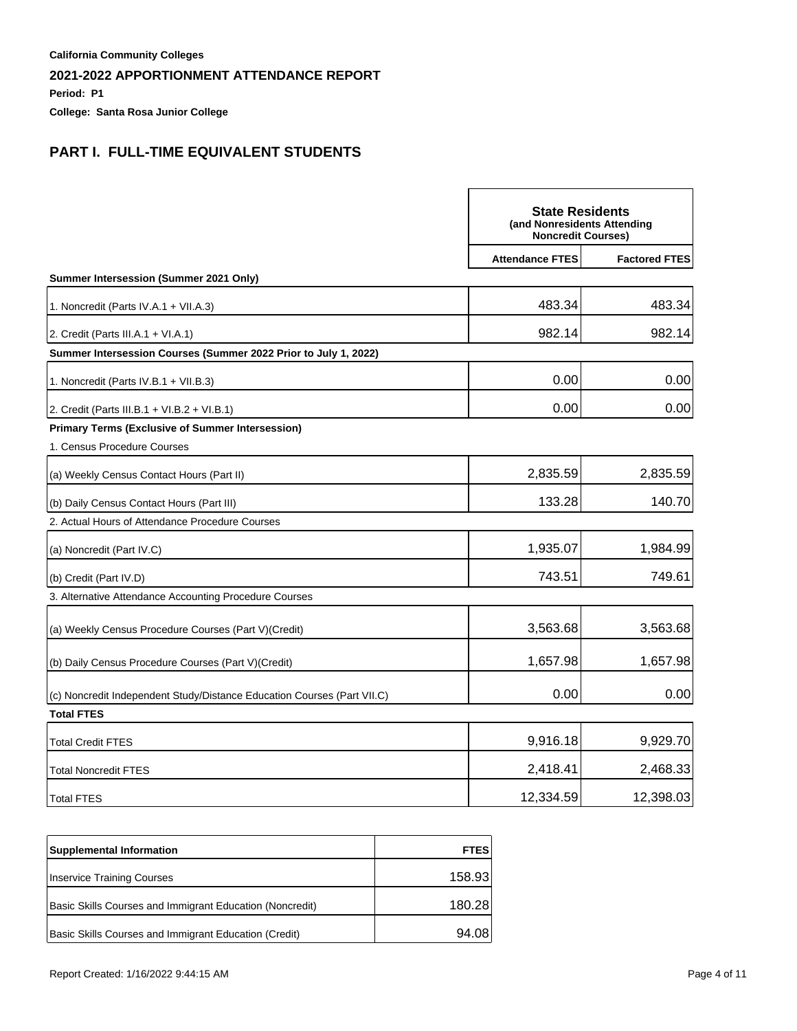**California Community Colleges**

## 2021-2022 APPORTIONMENT ATTENDANCE REPORT

**Period: P1**

**College: Santa Rosa Junior College**

## PART I. FULL-TIME EQUIVALENT STUDENTS

| | State Residents (and Nonresidents Attending Noncredit Courses) | |
|---|---|---|
| | **Attendance FTES** | **Factored FTES** |
| **Summer Intersession (Summer 2021 Only)** | | |
| 1. Noncredit (Parts IV.A.1 + VII.A.3) | 483.34 | 483.34 |
| 2. Credit (Parts III.A.1 + VI.A.1) | 982.14 | 982.14 |
| **Summer Intersession Courses (Summer 2022 Prior to July 1, 2022)** | | |
| 1. Noncredit (Parts IV.B.1 + VII.B.3) | 0.00 | 0.00 |
| 2. Credit (Parts III.B.1 + VI.B.2 + VI.B.1) | 0.00 | 0.00 |
| **Primary Terms (Exclusive of Summer Intersession)** | | |
| 1. Census Procedure Courses | | |
| (a) Weekly Census Contact Hours (Part II) | 2,835.59 | 2,835.59 |
| (b) Daily Census Contact Hours (Part III) | 133.28 | 140.70 |
| 2. Actual Hours of Attendance Procedure Courses | | |
| (a) Noncredit (Part IV.C) | 1,935.07 | 1,984.99 |
| (b) Credit (Part IV.D) | 743.51 | 749.61 |
| 3. Alternative Attendance Accounting Procedure Courses | | |
| (a) Weekly Census Procedure Courses (Part V)(Credit) | 3,563.68 | 3,563.68 |
| (b) Daily Census Procedure Courses (Part V)(Credit) | 1,657.98 | 1,657.98 |
| (c) Noncredit Independent Study/Distance Education Courses (Part VII.C) | 0.00 | 0.00 |
| **Total FTES** | | |
| Total Credit FTES | 9,916.18 | 9,929.70 |
| Total Noncredit FTES | 2,418.41 | 2,468.33 |
| Total FTES | 12,334.59 | 12,398.03 |

| **Supplemental Information** | **FTES** |
|---|---|
| Inservice Training Courses | 158.93 |
| Basic Skills Courses and Immigrant Education (Noncredit) | 180.28 |
| Basic Skills Courses and Immigrant Education (Credit) | 94.08 |

Report Created: 1/16/2022 9:44:15 AM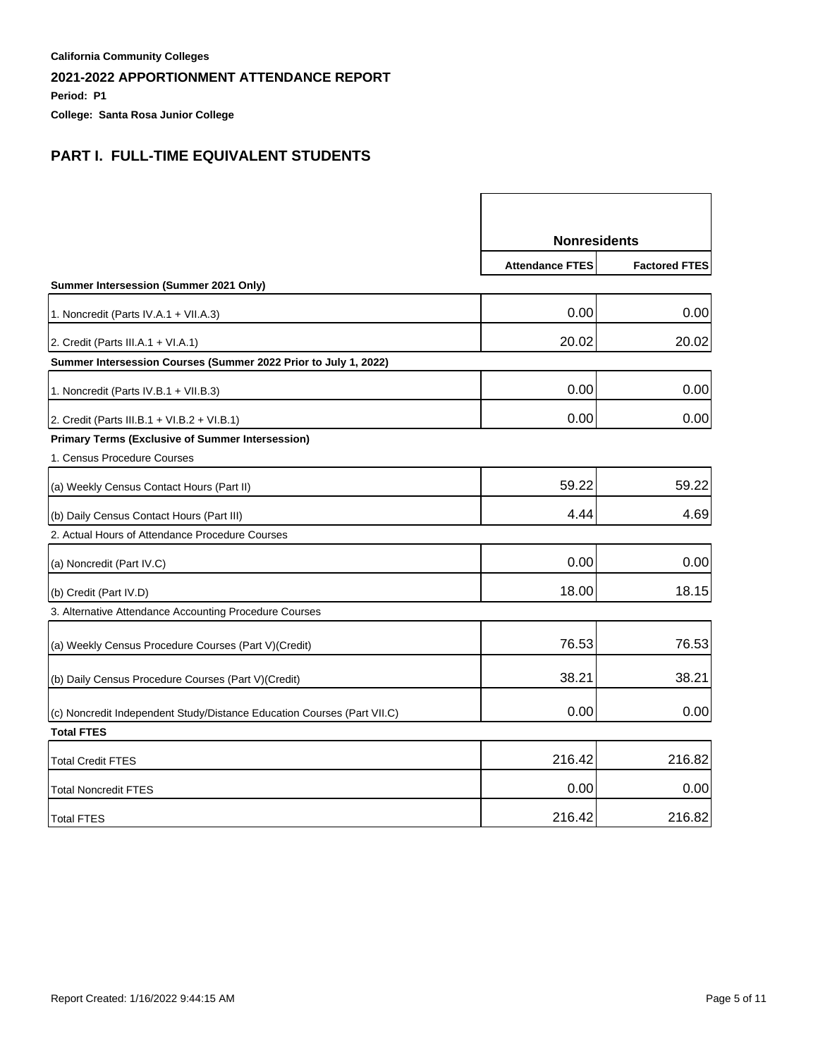**California Community Colleges**

**2021-2022 APPORTIONMENT ATTENDANCE REPORT**

**Period: P1**

**College: Santa Rosa Junior College**

## PART I. FULL-TIME EQUIVALENT STUDENTS

| | Nonresidents | |
|---|---|---|
| | **Attendance FTES** | **Factored FTES** |
| **Summer Intersession (Summer 2021 Only)** | | |
| 1. Noncredit (Parts IV.A.1 + VII.A.3) | 0.00 | 0.00 |
| 2. Credit (Parts III.A.1 + VI.A.1) | 20.02 | 20.02 |
| **Summer Intersession Courses (Summer 2022 Prior to July 1, 2022)** | | |
| 1. Noncredit (Parts IV.B.1 + VII.B.3) | 0.00 | 0.00 |
| 2. Credit (Parts III.B.1 + VI.B.2 + VI.B.1) | 0.00 | 0.00 |
| **Primary Terms (Exclusive of Summer Intersession)** | | |
| 1. Census Procedure Courses | | |
| (a) Weekly Census Contact Hours (Part II) | 59.22 | 59.22 |
| (b) Daily Census Contact Hours (Part III) | 4.44 | 4.69 |
| 2. Actual Hours of Attendance Procedure Courses | | |
| (a) Noncredit (Part IV.C) | 0.00 | 0.00 |
| (b) Credit (Part IV.D) | 18.00 | 18.15 |
| 3. Alternative Attendance Accounting Procedure Courses | | |
| (a) Weekly Census Procedure Courses (Part V)(Credit) | 76.53 | 76.53 |
| (b) Daily Census Procedure Courses (Part V)(Credit) | 38.21 | 38.21 |
| (c) Noncredit Independent Study/Distance Education Courses (Part VII.C) | 0.00 | 0.00 |
| **Total FTES** | | |
| Total Credit FTES | 216.42 | 216.82 |
| Total Noncredit FTES | 0.00 | 0.00 |
| Total FTES | 216.42 | 216.82 |

Report Created: 1/16/2022 9:44:15 AM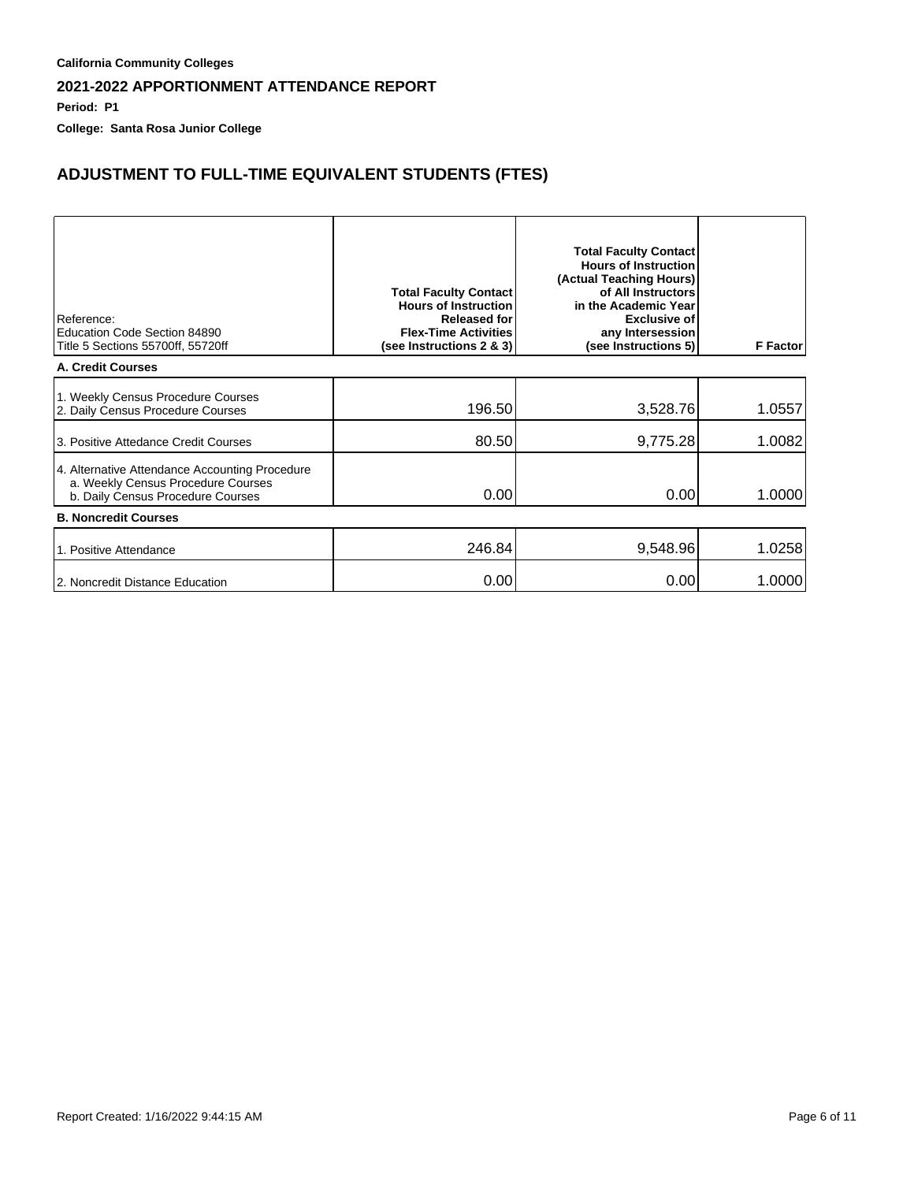**California Community Colleges**

**2021-2022 APPORTIONMENT ATTENDANCE REPORT**

**Period: P1**

**College: Santa Rosa Junior College**

## ADJUSTMENT TO FULL-TIME EQUIVALENT STUDENTS (FTES)

| Reference: Education Code Section 84890 Title 5 Sections 55700ff, 55720ff | Total Faculty Contact Hours of Instruction Released for Flex-Time Activities (see Instructions 2 & 3) | Total Faculty Contact Hours of Instruction (Actual Teaching Hours) of All Instructors in the Academic Year Exclusive of any Intersession (see Instructions 5) | F Factor |
|---|---|---|---|
| **A. Credit Courses** | | | |
| 1. Weekly Census Procedure Courses<br>2. Daily Census Procedure Courses | 196.50 | 3,528.76 | 1.0557 |
| 3. Positive Attedance Credit Courses | 80.50 | 9,775.28 | 1.0082 |
| 4. Alternative Attendance Accounting Procedure<br>a. Weekly Census Procedure Courses<br>b. Daily Census Procedure Courses | 0.00 | 0.00 | 1.0000 |
| **B. Noncredit Courses** | | | |
| 1. Positive Attendance | 246.84 | 9,548.96 | 1.0258 |
| 2. Noncredit Distance Education | 0.00 | 0.00 | 1.0000 |

Report Created: 1/16/2022 9:44:15 AM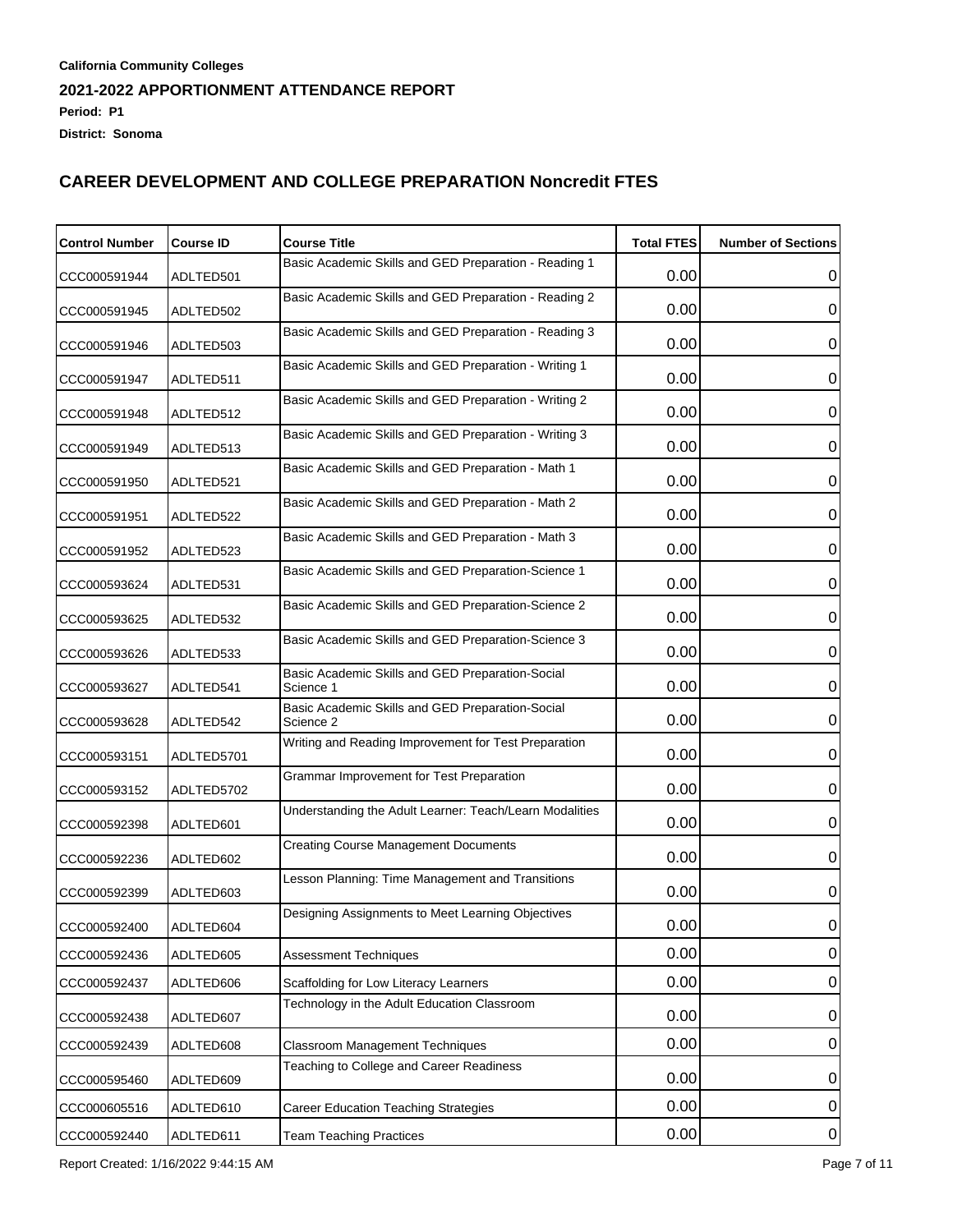**California Community Colleges**

**2021-2022 APPORTIONMENT ATTENDANCE REPORT**

**Period: P1**

**District: Sonoma**

## CAREER DEVELOPMENT AND COLLEGE PREPARATION Noncredit FTES

| Control Number | Course ID | Course Title | Total FTES | Number of Sections |
|---|---|---|---|---|
| CCC000591944 | ADLTED501 | Basic Academic Skills and GED Preparation - Reading 1 | 0.00 | 0 |
| CCC000591945 | ADLTED502 | Basic Academic Skills and GED Preparation - Reading 2 | 0.00 | 0 |
| CCC000591946 | ADLTED503 | Basic Academic Skills and GED Preparation - Reading 3 | 0.00 | 0 |
| CCC000591947 | ADLTED511 | Basic Academic Skills and GED Preparation - Writing 1 | 0.00 | 0 |
| CCC000591948 | ADLTED512 | Basic Academic Skills and GED Preparation - Writing 2 | 0.00 | 0 |
| CCC000591949 | ADLTED513 | Basic Academic Skills and GED Preparation - Writing 3 | 0.00 | 0 |
| CCC000591950 | ADLTED521 | Basic Academic Skills and GED Preparation - Math 1 | 0.00 | 0 |
| CCC000591951 | ADLTED522 | Basic Academic Skills and GED Preparation - Math 2 | 0.00 | 0 |
| CCC000591952 | ADLTED523 | Basic Academic Skills and GED Preparation - Math 3 | 0.00 | 0 |
| CCC000593624 | ADLTED531 | Basic Academic Skills and GED Preparation-Science 1 | 0.00 | 0 |
| CCC000593625 | ADLTED532 | Basic Academic Skills and GED Preparation-Science 2 | 0.00 | 0 |
| CCC000593626 | ADLTED533 | Basic Academic Skills and GED Preparation-Science 3 | 0.00 | 0 |
| CCC000593627 | ADLTED541 | Basic Academic Skills and GED Preparation-Social Science 1 | 0.00 | 0 |
| CCC000593628 | ADLTED542 | Basic Academic Skills and GED Preparation-Social Science 2 | 0.00 | 0 |
| CCC000593151 | ADLTED5701 | Writing and Reading Improvement for Test Preparation | 0.00 | 0 |
| CCC000593152 | ADLTED5702 | Grammar Improvement for Test Preparation | 0.00 | 0 |
| CCC000592398 | ADLTED601 | Understanding the Adult Learner: Teach/Learn Modalities | 0.00 | 0 |
| CCC000592236 | ADLTED602 | Creating Course Management Documents | 0.00 | 0 |
| CCC000592399 | ADLTED603 | Lesson Planning: Time Management and Transitions | 0.00 | 0 |
| CCC000592400 | ADLTED604 | Designing Assignments to Meet Learning Objectives | 0.00 | 0 |
| CCC000592436 | ADLTED605 | Assessment Techniques | 0.00 | 0 |
| CCC000592437 | ADLTED606 | Scaffolding for Low Literacy Learners | 0.00 | 0 |
| CCC000592438 | ADLTED607 | Technology in the Adult Education Classroom | 0.00 | 0 |
| CCC000592439 | ADLTED608 | Classroom Management Techniques | 0.00 | 0 |
| CCC000595460 | ADLTED609 | Teaching to College and Career Readiness | 0.00 | 0 |
| CCC000605516 | ADLTED610 | Career Education Teaching Strategies | 0.00 | 0 |
| CCC000592440 | ADLTED611 | Team Teaching Practices | 0.00 | 0 |

Report Created: 1/16/2022 9:44:15 AM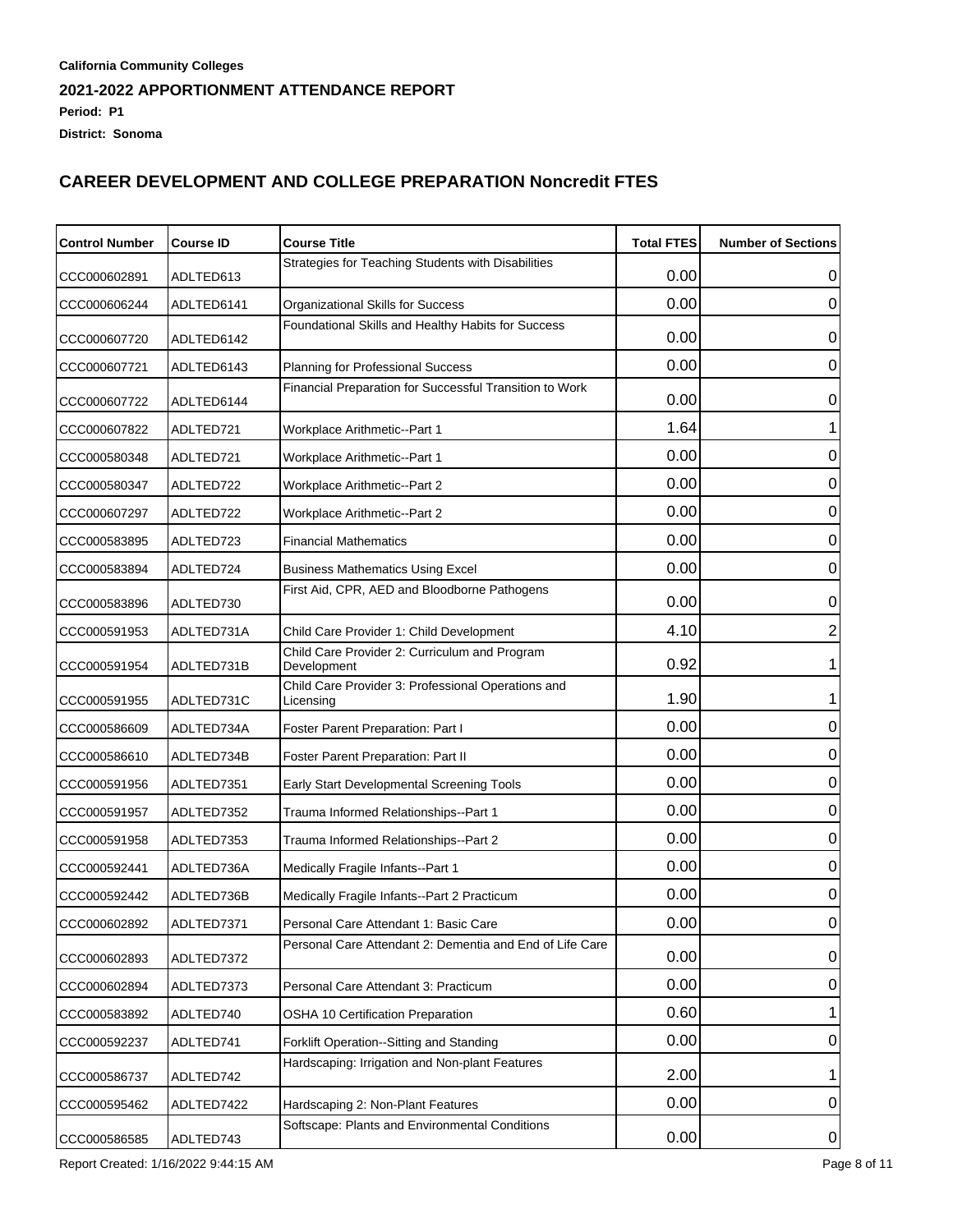**California Community Colleges**

**2021-2022 APPORTIONMENT ATTENDANCE REPORT**

**Period: P1**

**District: Sonoma**

## CAREER DEVELOPMENT AND COLLEGE PREPARATION Noncredit FTES

| Control Number | Course ID | Course Title | Total FTES | Number of Sections |
|---|---|---|---|---|
| CCC000602891 | ADLTED613 | Strategies for Teaching Students with Disabilities | 0.00 | 0 |
| CCC000606244 | ADLTED6141 | Organizational Skills for Success | 0.00 | 0 |
| CCC000607720 | ADLTED6142 | Foundational Skills and Healthy Habits for Success | 0.00 | 0 |
| CCC000607721 | ADLTED6143 | Planning for Professional Success | 0.00 | 0 |
| CCC000607722 | ADLTED6144 | Financial Preparation for Successful Transition to Work | 0.00 | 0 |
| CCC000607822 | ADLTED721 | Workplace Arithmetic--Part 1 | 1.64 | 1 |
| CCC000580348 | ADLTED721 | Workplace Arithmetic--Part 1 | 0.00 | 0 |
| CCC000580347 | ADLTED722 | Workplace Arithmetic--Part 2 | 0.00 | 0 |
| CCC000607297 | ADLTED722 | Workplace Arithmetic--Part 2 | 0.00 | 0 |
| CCC000583895 | ADLTED723 | Financial Mathematics | 0.00 | 0 |
| CCC000583894 | ADLTED724 | Business Mathematics Using Excel | 0.00 | 0 |
| CCC000583896 | ADLTED730 | First Aid, CPR, AED and Bloodborne Pathogens | 0.00 | 0 |
| CCC000591953 | ADLTED731A | Child Care Provider 1: Child Development | 4.10 | 2 |
| CCC000591954 | ADLTED731B | Child Care Provider 2: Curriculum and Program Development | 0.92 | 1 |
| CCC000591955 | ADLTED731C | Child Care Provider 3: Professional Operations and Licensing | 1.90 | 1 |
| CCC000586609 | ADLTED734A | Foster Parent Preparation: Part I | 0.00 | 0 |
| CCC000586610 | ADLTED734B | Foster Parent Preparation: Part II | 0.00 | 0 |
| CCC000591956 | ADLTED7351 | Early Start Developmental Screening Tools | 0.00 | 0 |
| CCC000591957 | ADLTED7352 | Trauma Informed Relationships--Part 1 | 0.00 | 0 |
| CCC000591958 | ADLTED7353 | Trauma Informed Relationships--Part 2 | 0.00 | 0 |
| CCC000592441 | ADLTED736A | Medically Fragile Infants--Part 1 | 0.00 | 0 |
| CCC000592442 | ADLTED736B | Medically Fragile Infants--Part 2 Practicum | 0.00 | 0 |
| CCC000602892 | ADLTED7371 | Personal Care Attendant 1: Basic Care | 0.00 | 0 |
| CCC000602893 | ADLTED7372 | Personal Care Attendant 2: Dementia and End of Life Care | 0.00 | 0 |
| CCC000602894 | ADLTED7373 | Personal Care Attendant 3: Practicum | 0.00 | 0 |
| CCC000583892 | ADLTED740 | OSHA 10 Certification Preparation | 0.60 | 1 |
| CCC000592237 | ADLTED741 | Forklift Operation--Sitting and Standing | 0.00 | 0 |
| CCC000586737 | ADLTED742 | Hardscaping: Irrigation and Non-plant Features | 2.00 | 1 |
| CCC000595462 | ADLTED7422 | Hardscaping 2: Non-Plant Features | 0.00 | 0 |
| CCC000586585 | ADLTED743 | Softscape: Plants and Environmental Conditions | 0.00 | 0 |

Report Created: 1/16/2022 9:44:15 AM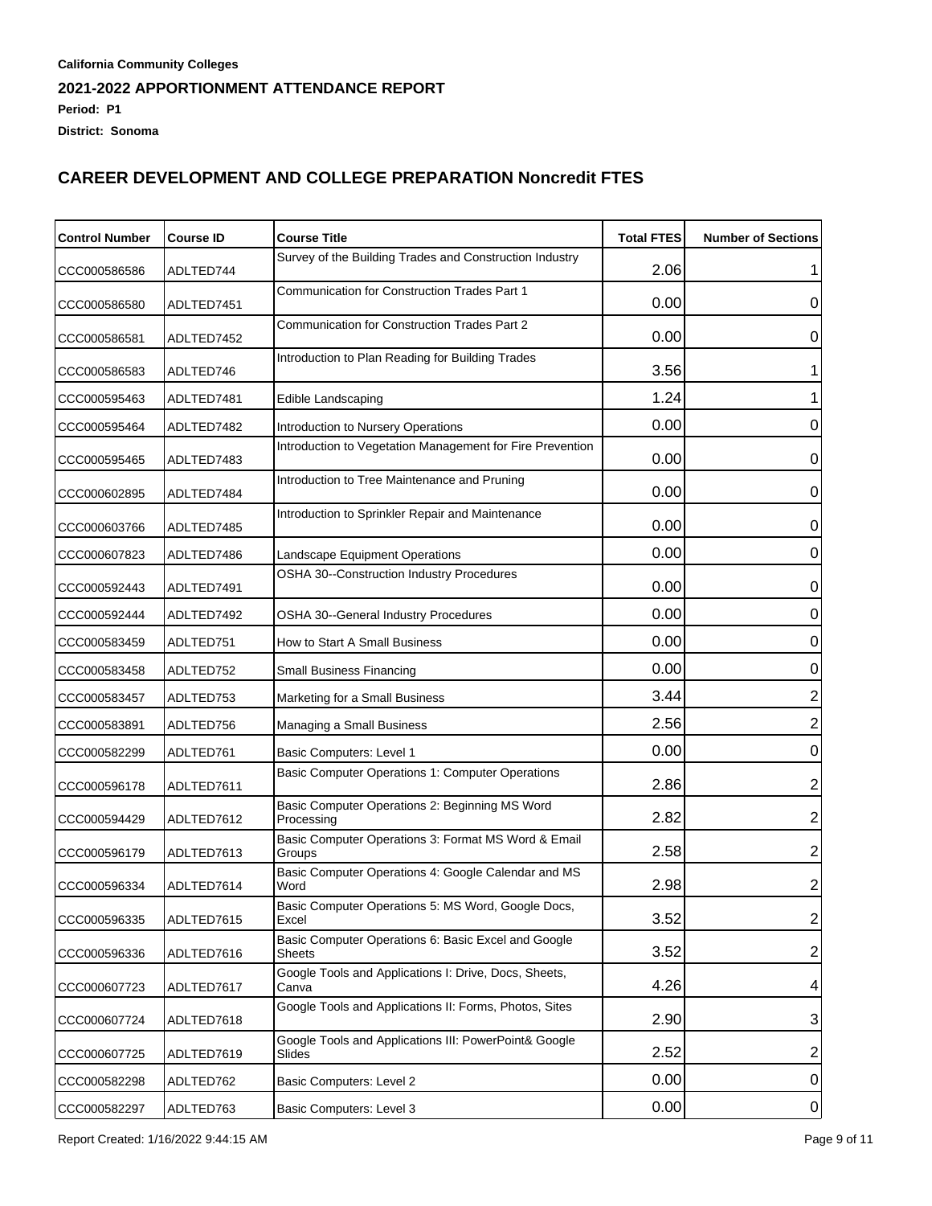**California Community Colleges**

**2021-2022 APPORTIONMENT ATTENDANCE REPORT**

**Period: P1**

**District: Sonoma**

## CAREER DEVELOPMENT AND COLLEGE PREPARATION Noncredit FTES

| Control Number | Course ID | Course Title | Total FTES | Number of Sections |
|---|---|---|---|---|
| CCC000586586 | ADLTED744 | Survey of the Building Trades and Construction Industry | 2.06 | 1 |
| CCC000586580 | ADLTED7451 | Communication for Construction Trades Part 1 | 0.00 | 0 |
| CCC000586581 | ADLTED7452 | Communication for Construction Trades Part 2 | 0.00 | 0 |
| CCC000586583 | ADLTED746 | Introduction to Plan Reading for Building Trades | 3.56 | 1 |
| CCC000595463 | ADLTED7481 | Edible Landscaping | 1.24 | 1 |
| CCC000595464 | ADLTED7482 | Introduction to Nursery Operations | 0.00 | 0 |
| CCC000595465 | ADLTED7483 | Introduction to Vegetation Management for Fire Prevention | 0.00 | 0 |
| CCC000602895 | ADLTED7484 | Introduction to Tree Maintenance and Pruning | 0.00 | 0 |
| CCC000603766 | ADLTED7485 | Introduction to Sprinkler Repair and Maintenance | 0.00 | 0 |
| CCC000607823 | ADLTED7486 | Landscape Equipment Operations | 0.00 | 0 |
| CCC000592443 | ADLTED7491 | OSHA 30--Construction Industry Procedures | 0.00 | 0 |
| CCC000592444 | ADLTED7492 | OSHA 30--General Industry Procedures | 0.00 | 0 |
| CCC000583459 | ADLTED751 | How to Start A Small Business | 0.00 | 0 |
| CCC000583458 | ADLTED752 | Small Business Financing | 0.00 | 0 |
| CCC000583457 | ADLTED753 | Marketing for a Small Business | 3.44 | 2 |
| CCC000583891 | ADLTED756 | Managing a Small Business | 2.56 | 2 |
| CCC000582299 | ADLTED761 | Basic Computers: Level 1 | 0.00 | 0 |
| CCC000596178 | ADLTED7611 | Basic Computer Operations 1: Computer Operations | 2.86 | 2 |
| CCC000594429 | ADLTED7612 | Basic Computer Operations 2: Beginning MS Word Processing | 2.82 | 2 |
| CCC000596179 | ADLTED7613 | Basic Computer Operations 3: Format MS Word & Email Groups | 2.58 | 2 |
| CCC000596334 | ADLTED7614 | Basic Computer Operations 4: Google Calendar and MS Word | 2.98 | 2 |
| CCC000596335 | ADLTED7615 | Basic Computer Operations 5: MS Word, Google Docs, Excel | 3.52 | 2 |
| CCC000596336 | ADLTED7616 | Basic Computer Operations 6: Basic Excel and Google Sheets | 3.52 | 2 |
| CCC000607723 | ADLTED7617 | Google Tools and Applications I: Drive, Docs, Sheets, Canva | 4.26 | 4 |
| CCC000607724 | ADLTED7618 | Google Tools and Applications II: Forms, Photos, Sites | 2.90 | 3 |
| CCC000607725 | ADLTED7619 | Google Tools and Applications III: PowerPoint& Google Slides | 2.52 | 2 |
| CCC000582298 | ADLTED762 | Basic Computers: Level 2 | 0.00 | 0 |
| CCC000582297 | ADLTED763 | Basic Computers: Level 3 | 0.00 | 0 |

Report Created: 1/16/2022 9:44:15 AM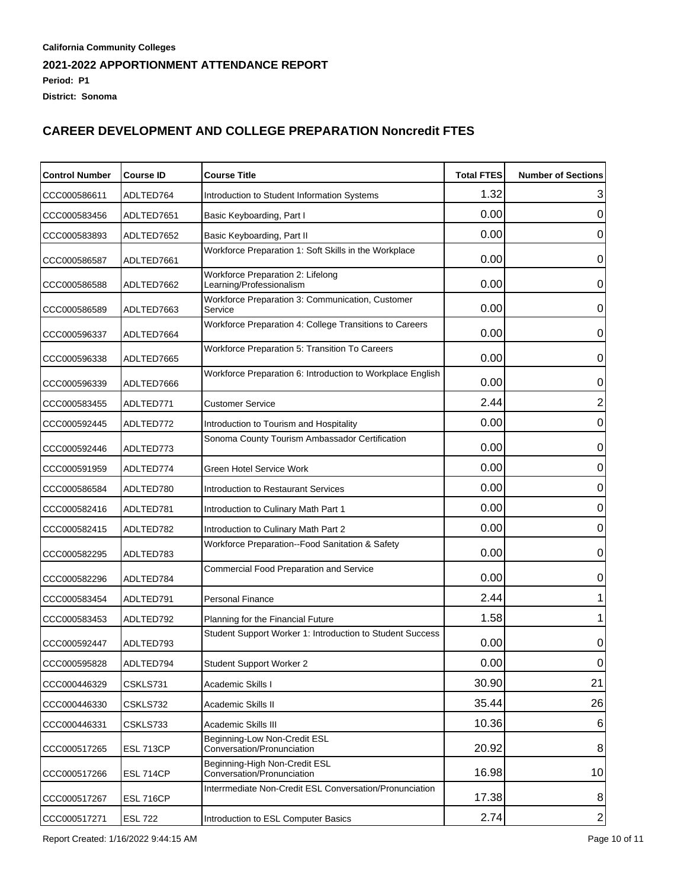**California Community Colleges**

**2021-2022 APPORTIONMENT ATTENDANCE REPORT**

**Period: P1**

**District: Sonoma**

## CAREER DEVELOPMENT AND COLLEGE PREPARATION Noncredit FTES

| Control Number | Course ID | Course Title | Total FTES | Number of Sections |
|---|---|---|---|---|
| CCC000586611 | ADLTED764 | Introduction to Student Information Systems | 1.32 | 3 |
| CCC000583456 | ADLTED7651 | Basic Keyboarding, Part I | 0.00 | 0 |
| CCC000583893 | ADLTED7652 | Basic Keyboarding, Part II | 0.00 | 0 |
| CCC000586587 | ADLTED7661 | Workforce Preparation 1: Soft Skills in the Workplace | 0.00 | 0 |
| CCC000586588 | ADLTED7662 | Workforce Preparation 2: Lifelong Learning/Professionalism | 0.00 | 0 |
| CCC000586589 | ADLTED7663 | Workforce Preparation 3: Communication, Customer Service | 0.00 | 0 |
| CCC000596337 | ADLTED7664 | Workforce Preparation 4: College Transitions to Careers | 0.00 | 0 |
| CCC000596338 | ADLTED7665 | Workforce Preparation 5: Transition To Careers | 0.00 | 0 |
| CCC000596339 | ADLTED7666 | Workforce Preparation 6: Introduction to Workplace English | 0.00 | 0 |
| CCC000583455 | ADLTED771 | Customer Service | 2.44 | 2 |
| CCC000592445 | ADLTED772 | Introduction to Tourism and Hospitality | 0.00 | 0 |
| CCC000592446 | ADLTED773 | Sonoma County Tourism Ambassador Certification | 0.00 | 0 |
| CCC000591959 | ADLTED774 | Green Hotel Service Work | 0.00 | 0 |
| CCC000586584 | ADLTED780 | Introduction to Restaurant Services | 0.00 | 0 |
| CCC000582416 | ADLTED781 | Introduction to Culinary Math Part 1 | 0.00 | 0 |
| CCC000582415 | ADLTED782 | Introduction to Culinary Math Part 2 | 0.00 | 0 |
| CCC000582295 | ADLTED783 | Workforce Preparation--Food Sanitation & Safety | 0.00 | 0 |
| CCC000582296 | ADLTED784 | Commercial Food Preparation and Service | 0.00 | 0 |
| CCC000583454 | ADLTED791 | Personal Finance | 2.44 | 1 |
| CCC000583453 | ADLTED792 | Planning for the Financial Future | 1.58 | 1 |
| CCC000592447 | ADLTED793 | Student Support Worker 1: Introduction to Student Success | 0.00 | 0 |
| CCC000595828 | ADLTED794 | Student Support Worker 2 | 0.00 | 0 |
| CCC000446329 | CSKLS731 | Academic Skills I | 30.90 | 21 |
| CCC000446330 | CSKLS732 | Academic Skills II | 35.44 | 26 |
| CCC000446331 | CSKLS733 | Academic Skills III | 10.36 | 6 |
| CCC000517265 | ESL 713CP | Beginning-Low Non-Credit ESL Conversation/Pronunciation | 20.92 | 8 |
| CCC000517266 | ESL 714CP | Beginning-High Non-Credit ESL Conversation/Pronunciation | 16.98 | 10 |
| CCC000517267 | ESL 716CP | Interrmediate Non-Credit ESL Conversation/Pronunciation | 17.38 | 8 |
| CCC000517271 | ESL 722 | Introduction to ESL Computer Basics | 2.74 | 2 |

Report Created: 1/16/2022 9:44:15 AM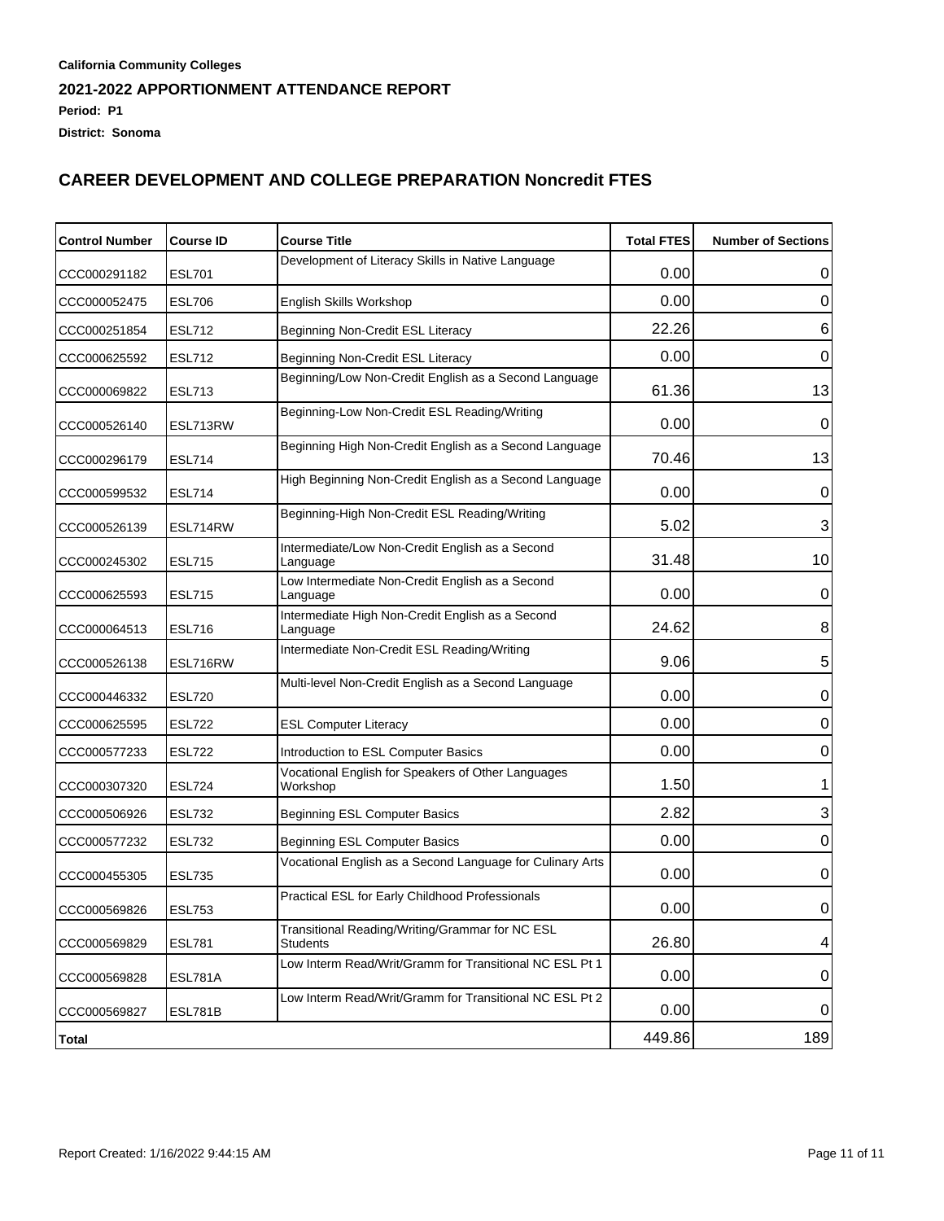**California Community Colleges**

**2021-2022 APPORTIONMENT ATTENDANCE REPORT**

**Period: P1**

**District: Sonoma**

## CAREER DEVELOPMENT AND COLLEGE PREPARATION Noncredit FTES

| Control Number | Course ID | Course Title | Total FTES | Number of Sections |
|---|---|---|---|---|
| CCC000291182 | ESL701 | Development of Literacy Skills in Native Language | 0.00 | 0 |
| CCC000052475 | ESL706 | English Skills Workshop | 0.00 | 0 |
| CCC000251854 | ESL712 | Beginning Non-Credit ESL Literacy | 22.26 | 6 |
| CCC000625592 | ESL712 | Beginning Non-Credit ESL Literacy | 0.00 | 0 |
| CCC000069822 | ESL713 | Beginning/Low Non-Credit English as a Second Language | 61.36 | 13 |
| CCC000526140 | ESL713RW | Beginning-Low Non-Credit ESL Reading/Writing | 0.00 | 0 |
| CCC000296179 | ESL714 | Beginning High Non-Credit English as a Second Language | 70.46 | 13 |
| CCC000599532 | ESL714 | High Beginning Non-Credit English as a Second Language | 0.00 | 0 |
| CCC000526139 | ESL714RW | Beginning-High Non-Credit ESL Reading/Writing | 5.02 | 3 |
| CCC000245302 | ESL715 | Intermediate/Low Non-Credit English as a Second Language | 31.48 | 10 |
| CCC000625593 | ESL715 | Low Intermediate Non-Credit English as a Second Language | 0.00 | 0 |
| CCC000064513 | ESL716 | Intermediate High Non-Credit English as a Second Language | 24.62 | 8 |
| CCC000526138 | ESL716RW | Intermediate Non-Credit ESL Reading/Writing | 9.06 | 5 |
| CCC000446332 | ESL720 | Multi-level Non-Credit English as a Second Language | 0.00 | 0 |
| CCC000625595 | ESL722 | ESL Computer Literacy | 0.00 | 0 |
| CCC000577233 | ESL722 | Introduction to ESL Computer Basics | 0.00 | 0 |
| CCC000307320 | ESL724 | Vocational English for Speakers of Other Languages Workshop | 1.50 | 1 |
| CCC000506926 | ESL732 | Beginning ESL Computer Basics | 2.82 | 3 |
| CCC000577232 | ESL732 | Beginning ESL Computer Basics | 0.00 | 0 |
| CCC000455305 | ESL735 | Vocational English as a Second Language for Culinary Arts | 0.00 | 0 |
| CCC000569826 | ESL753 | Practical ESL for Early Childhood Professionals | 0.00 | 0 |
| CCC000569829 | ESL781 | Transitional Reading/Writing/Grammar for NC ESL Students | 26.80 | 4 |
| CCC000569828 | ESL781A | Low Interm Read/Writ/Gramm for Transitional NC ESL Pt 1 | 0.00 | 0 |
| CCC000569827 | ESL781B | Low Interm Read/Writ/Gramm for Transitional NC ESL Pt 2 | 0.00 | 0 |
| **Total** | | | 449.86 | 189 |

Report Created: 1/16/2022 9:44:15 AM